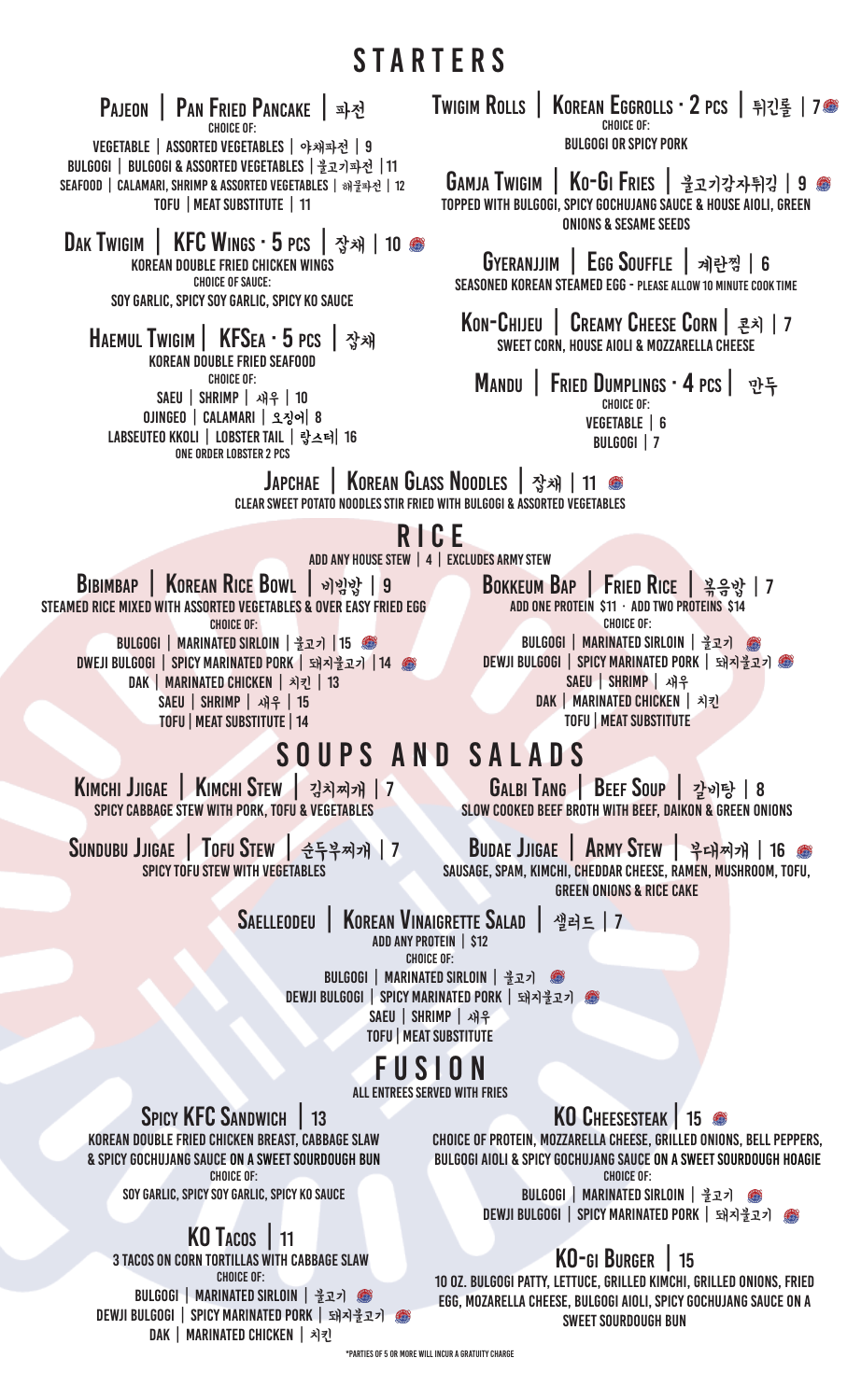# STARTERS

## Pajeon | Pan Fried Pancake | 파전

CHOICE OF:

VEGETABLE | ASSORTED VEGETABLES | 야채파전 | 9
BULGOGI | BULGOGI & ASSORTED VEGETABLES | 불고기파전 | 11
SEAFOOD | CALAMARI, SHRIMP & ASSORTED VEGETABLES | 해물파전 | 12
TOFU | MEAT SUBSTITUTE | 11

## Dak Twigim | KFC Wings · 5 pcs | 잡채 | 10

KOREAN DOUBLE FRIED CHICKEN WINGS
CHOICE OF SAUCE:
SOY GARLIC, SPICY SOY GARLIC, SPICY KO SAUCE

## Haemul Twigim | KFSea · 5 pcs | 잡채

KOREAN DOUBLE FRIED SEAFOOD
CHOICE OF:
SAEU | SHRIMP | 새우 | 10
OJINGEO | CALAMARI | 오징어 | 8
LABSEUTEO KKOLI | LOBSTER TAIL | 랍스터 | 16
ONE ORDER LOBSTER 2 PCS

## Twigim Rolls | Korean Eggrolls · 2 pcs | 튀긴롤 | 7

CHOICE OF:
BULGOGI OR SPICY PORK

## Gamja Twigim | Ko-Gi Fries | 불고기감자튀김 | 9

TOPPED WITH BULGOGI, SPICY GOCHUJANG SAUCE & HOUSE AIOLI, GREEN ONIONS & SESAME SEEDS

## Gyeranjjim | Egg Souffle | 계란찜 | 6

SEASONED KOREAN STEAMED EGG - PLEASE ALLOW 10 MINUTE COOK TIME

## Kon-Chijeu | Creamy Cheese Corn | 콘치 | 7

SWEET CORN, HOUSE AIOLI & MOZZARELLA CHEESE

## Mandu | Fried Dumplings · 4 pcs | 만두

CHOICE OF:
VEGETABLE | 6
BULGOGI | 7

## Japchae | Korean Glass Noodles | 잡채 | 11

CLEAR SWEET POTATO NOODLES STIR FRIED WITH BULGOGI & ASSORTED VEGETABLES

# RICE

ADD ANY HOUSE STEW | 4 | EXCLUDES ARMY STEW

## Bibimbap | Korean Rice Bowl | 비빔밥 | 9

STEAMED RICE MIXED WITH ASSORTED VEGETABLES & OVER EASY FRIED EGG
CHOICE OF:
BULGOGI | MARINATED SIRLOIN | 불고기 | 15
DWEJI BULGOGI | SPICY MARINATED PORK | 돼지불고기 | 14
DAK | MARINATED CHICKEN | 치킨 | 13
SAEU | SHRIMP | 새우 | 15
TOFU | MEAT SUBSTITUTE | 14

## Bokkeum Bap | Fried Rice | 볶음밥 | 7

ADD ONE PROTEIN $11 · ADD TWO PROTEINS $14
CHOICE OF:
BULGOGI | MARINATED SIRLOIN | 불고기
DEWJI BULGOGI | SPICY MARINATED PORK | 돼지불고기
SAEU | SHRIMP | 새우
DAK | MARINATED CHICKEN | 치킨
TOFU | MEAT SUBSTITUTE

# SOUPS AND SALADS

## Kimchi Jjigae | Kimchi Stew | 김치찌개 | 7

SPICY CABBAGE STEW WITH PORK, TOFU & VEGETABLES

## Sundubu Jjigae | Tofu Stew | 순두부찌개 | 7

SPICY TOFU STEW WITH VEGETABLES

## Galbi Tang | Beef Soup | 갈비탕 | 8

SLOW COOKED BEEF BROTH WITH BEEF, DAIKON & GREEN ONIONS

## Budae Jjigae | Army Stew | 부대찌개 | 16

SAUSAGE, SPAM, KIMCHI, CHEDDAR CHEESE, RAMEN, MUSHROOM, TOFU, GREEN ONIONS & RICE CAKE

## Saelleodeu | Korean Vinaigrette Salad | 샐러드 | 7

ADD ANY PROTEIN | $12
CHOICE OF:
BULGOGI | MARINATED SIRLOIN | 불고기
DEWJI BULGOGI | SPICY MARINATED PORK | 돼지불고기
SAEU | SHRIMP | 새우
TOFU | MEAT SUBSTITUTE

# FUSION

ALL ENTREES SERVED WITH FRIES

## Spicy KFC Sandwich | 13

KOREAN DOUBLE FRIED CHICKEN BREAST, CABBAGE SLAW & SPICY GOCHUJANG SAUCE ON A SWEET SOURDOUGH BUN
CHOICE OF:
SOY GARLIC, SPICY SOY GARLIC, SPICY KO SAUCE

## KO Tacos | 11

3 TACOS ON CORN TORTILLAS WITH CABBAGE SLAW
CHOICE OF:
BULGOGI | MARINATED SIRLOIN | 불고기
DEWJI BULGOGI | SPICY MARINATED PORK | 돼지불고기
DAK | MARINATED CHICKEN | 치킨

## KO Cheesesteak | 15

CHOICE OF PROTEIN, MOZZARELLA CHEESE, GRILLED ONIONS, BELL PEPPERS, BULGOGI AIOLI & SPICY GOCHUJANG SAUCE ON A SWEET SOURDOUGH HOAGIE
CHOICE OF:
BULGOGI | MARINATED SIRLOIN | 불고기
DEWJI BULGOGI | SPICY MARINATED PORK | 돼지불고기

## KO-gi Burger | 15

10 OZ. BULGOGI PATTY, LETTUCE, GRILLED KIMCHI, GRILLED ONIONS, FRIED EGG, MOZARELLA CHEESE, BULGOGI AIOLI, SPICY GOCHUJANG SAUCE ON A SWEET SOURDOUGH BUN

*PARTIES OF 5 OR MORE WILL INCUR A GRATUITY CHARGE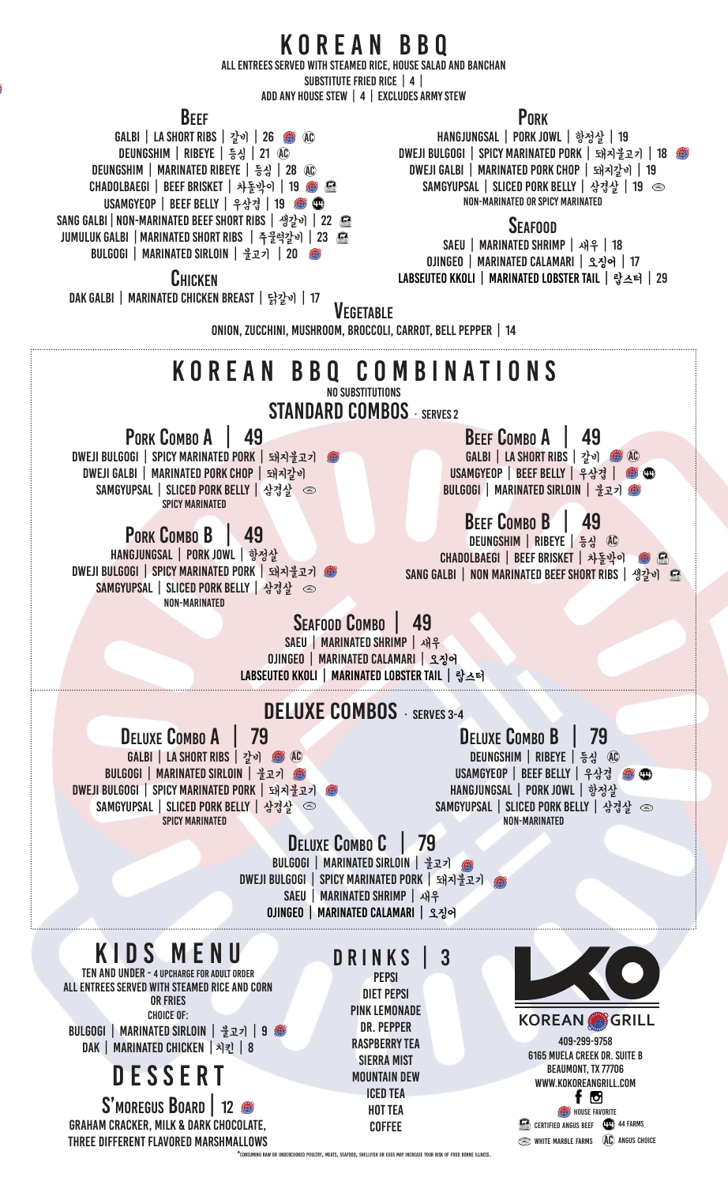# KOREAN BBQ

ALL ENTREES SERVED WITH STEAMED RICE, HOUSE SALAD AND BANCHAN
SUBSTITUTE FRIED RICE | 4 |
ADD ANY HOUSE STEW | 4 | EXCLUDES ARMY STEW

## Beef

GALBI | LA SHORT RIBS | 갈비 | 26 (AC)
DEUNGSHIM | RIBEYE | 등심 | 21 (AC)
DEUNGSHIM | MARINATED RIBEYE | 등심 | 28 (AC)
CHADOLBAEGI | BEEF BRISKET | 차돌박이 | 19
USAMGYEOP | BEEF BELLY | 우삼겹 | 19
SANG GALBI | NON-MARINATED BEEF SHORT RIBS | 생갈비 | 22
JUMULUK GALBI | MARINATED SHORT RIBS | 주물럭갈비 | 23
BULGOGI | MARINATED SIRLOIN | 불고기 | 20

## Chicken

DAK GALBI | MARINATED CHICKEN BREAST | 닭갈비 | 17

## Pork

HANGJUNGSAL | PORK JOWL | 항정살 | 19
DWEJI BULGOGI | SPICY MARINATED PORK | 돼지불고기 | 18
DWEJI GALBI | MARINATED PORK CHOP | 돼지갈비 | 19
SAMGYUPSAL | SLICED PORK BELLY | 삼겹살 | 19
NON-MARINATED OR SPICY MARINATED

## Seafood

SAEU | MARINATED SHRIMP | 새우 | 18
OJINGEO | MARINATED CALAMARI | 오징어 | 17
LABSEUTEO KKOLI | MARINATED LOBSTER TAIL | 랍스터 | 29

## Vegetable

ONION, ZUCCHINI, MUSHROOM, BROCCOLI, CARROT, BELL PEPPER | 14

# KOREAN BBQ COMBINATIONS

NO SUBSTITUTIONS

## STANDARD COMBOS · SERVES 2

### Pork Combo A | 49

DWEJI BULGOGI | SPICY MARINATED PORK | 돼지불고기
DWEJI GALBI | MARINATED PORK CHOP | 돼지갈비
SAMGYUPSAL | SLICED PORK BELLY | 삼겹살
SPICY MARINATED

### Pork Combo B | 49

HANGJUNGSAL | PORK JOWL | 항정살
DWEJI BULGOGI | SPICY MARINATED PORK | 돼지불고기
SAMGYUPSAL | SLICED PORK BELLY | 삼겹살
NON-MARINATED

### Beef Combo A | 49

GALBI | LA SHORT RIBS | 갈비 (AC)
USAMGYEOP | BEEF BELLY | 우삼겹 |
BULGOGI | MARINATED SIRLOIN | 불고기

### Beef Combo B | 49

DEUNGSHIM | RIBEYE | 등심 (AC)
CHADOLBAEGI | BEEF BRISKET | 차돌박이
SANG GALBI | NON MARINATED BEEF SHORT RIBS | 생갈비

### Seafood Combo | 49

SAEU | MARINATED SHRIMP | 새우
OJINGEO | MARINATED CALAMARI | 오징어
LABSEUTEO KKOLI | MARINATED LOBSTER TAIL | 랍스터

## DELUXE COMBOS · SERVES 3-4

### Deluxe Combo A | 79

GALBI | LA SHORT RIBS | 갈비 (AC)
BULGOGI | MARINATED SIRLOIN | 불고기
DWEJI BULGOGI | SPICY MARINATED PORK | 돼지불고기
SAMGYUPSAL | SLICED PORK BELLY | 삼겹살
SPICY MARINATED

### Deluxe Combo B | 79

DEUNGSHIM | RIBEYE | 등심 (AC)
USAMGYEOP | BEEF BELLY | 우삼겹
HANGJUNGSAL | PORK JOWL | 항정살
SAMGYUPSAL | SLICED PORK BELLY | 삼겹살
NON-MARINATED

### Deluxe Combo C | 79

BULGOGI | MARINATED SIRLOIN | 불고기
DWEJI BULGOGI | SPICY MARINATED PORK | 돼지불고기
SAEU | MARINATED SHRIMP | 새우
OJINGEO | MARINATED CALAMARI | 오징어

# KIDS MENU

TEN AND UNDER - 4 UPCHARGE FOR ADULT ORDER
ALL ENTREES SERVED WITH STEAMED RICE AND CORN OR FRIES
CHOICE OF:
BULGOGI | MARINATED SIRLOIN | 불고기 | 9
DAK | MARINATED CHICKEN | 치킨 | 8

# DESSERT

## S'moregus Board | 12

GRAHAM CRACKER, MILK & DARK CHOCOLATE, THREE DIFFERENT FLAVORED MARSHMALLOWS

# DRINKS | 3

PEPSI
DIET PEPSI
PINK LEMONADE
DR. PEPPER
RASPBERRY TEA
SIERRA MIST
MOUNTAIN DEW
ICED TEA
HOT TEA
COFFEE

KOREAN GRILL
409-299-9758
6165 MUELA CREEK DR. SUITE B
BEAUMONT, TX 77706
WWW.KOKOREANGRILL.COM

HOUSE FAVORITE
CERTIFIED ANGUS BEEF
44 FARMS
WHITE MARBLE FARMS
(AC) ANGUS CHOICE

*CONSUMING RAW OR UNDERCOOKED POULTRY, MEATS, SEAFOOD, SHELLFISH OR EGGS MAY INCREASE YOUR RISK OF FOOD BORNE ILLNESS.